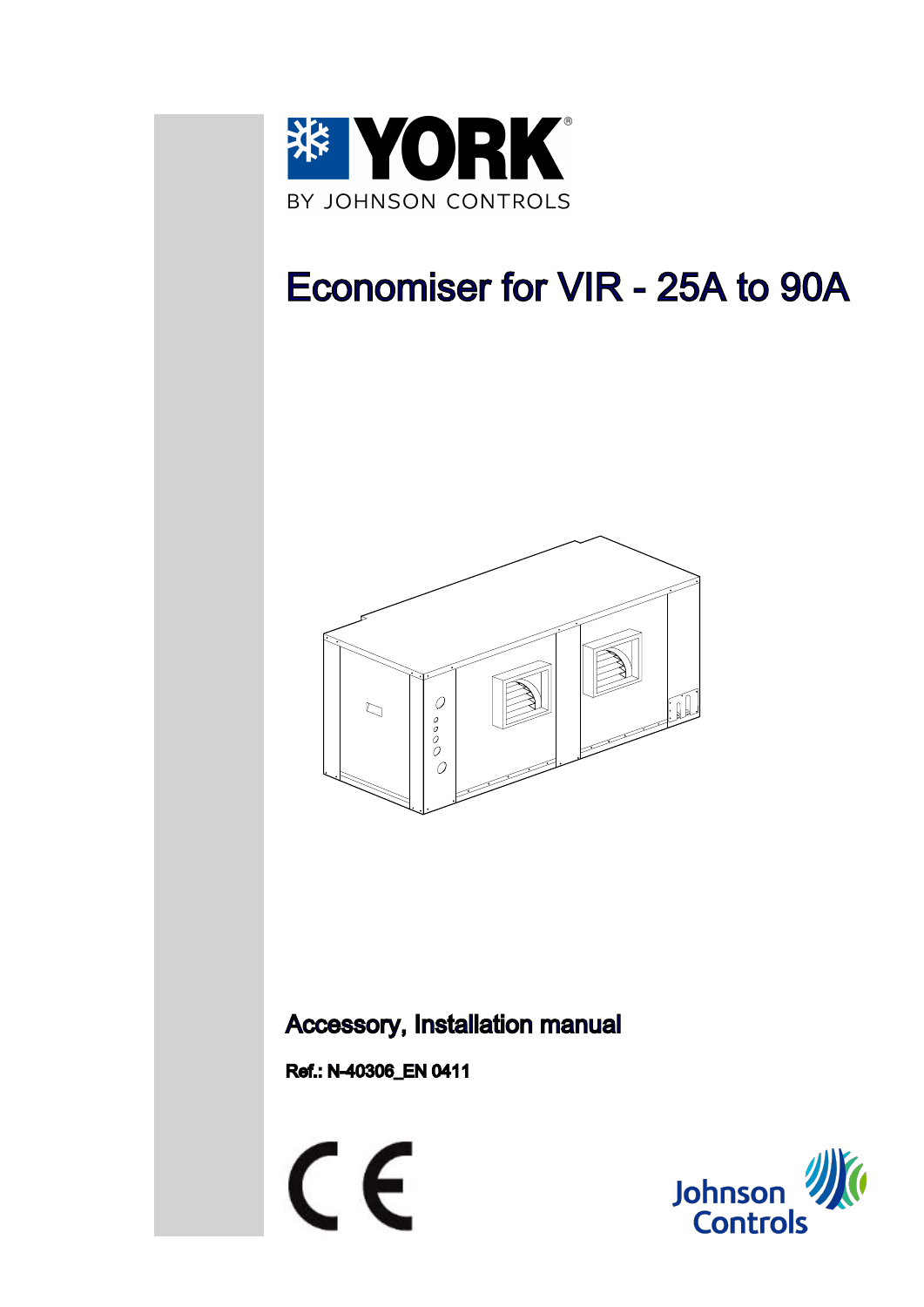YORK

BY JOHNSON CONTROLS

# Economiser for VIR - 25A to 90A

## Accessory, Installation manual

**Ref.: N-40306_EN 0411**

Johnson Controls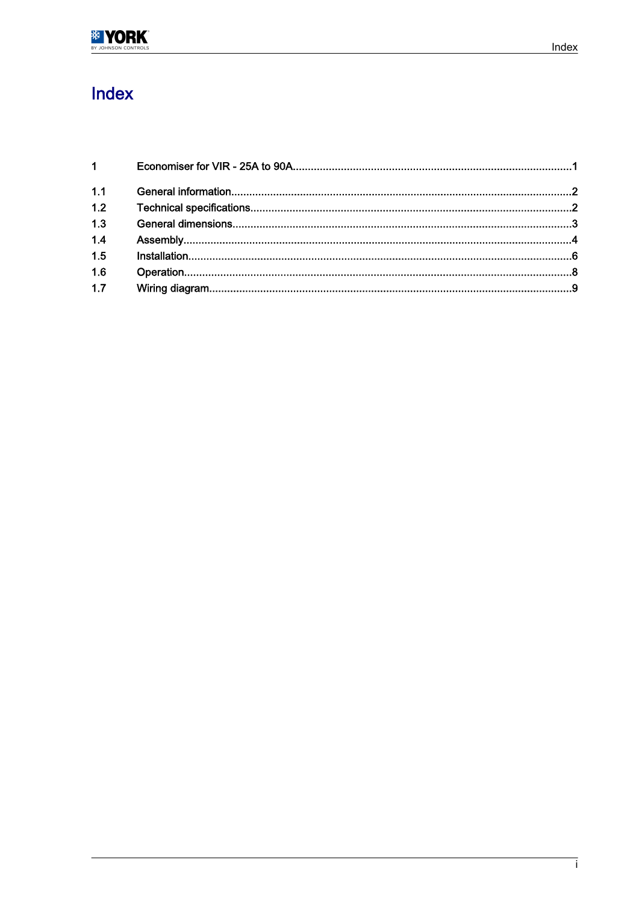# Index

| | | |
|---|---|---|
| 1 | Economiser for VIR - 25A to 90A | 1 |
| 1.1 | General information | 2 |
| 1.2 | Technical specifications | 2 |
| 1.3 | General dimensions | 3 |
| 1.4 | Assembly | 4 |
| 1.5 | Installation | 6 |
| 1.6 | Operation | 8 |
| 1.7 | Wiring diagram | 9 |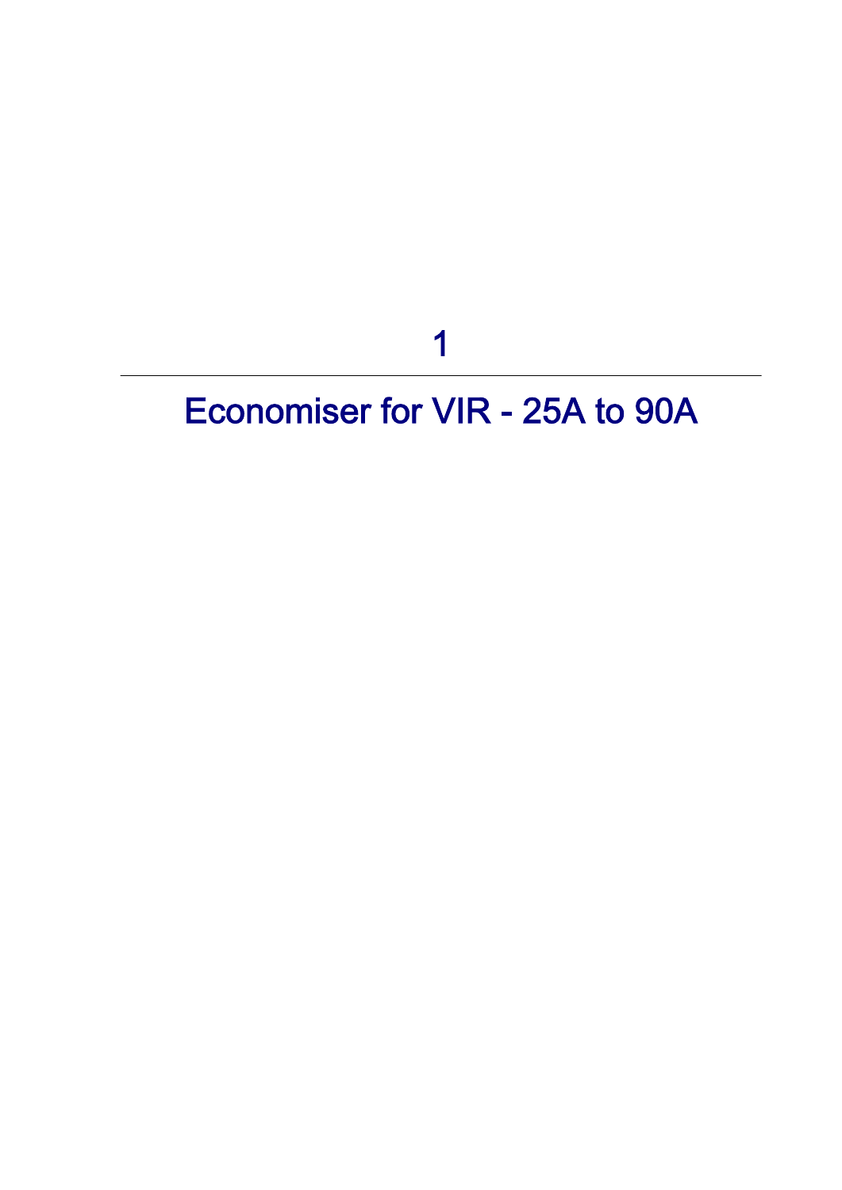# 1

# Economiser for VIR - 25A to 90A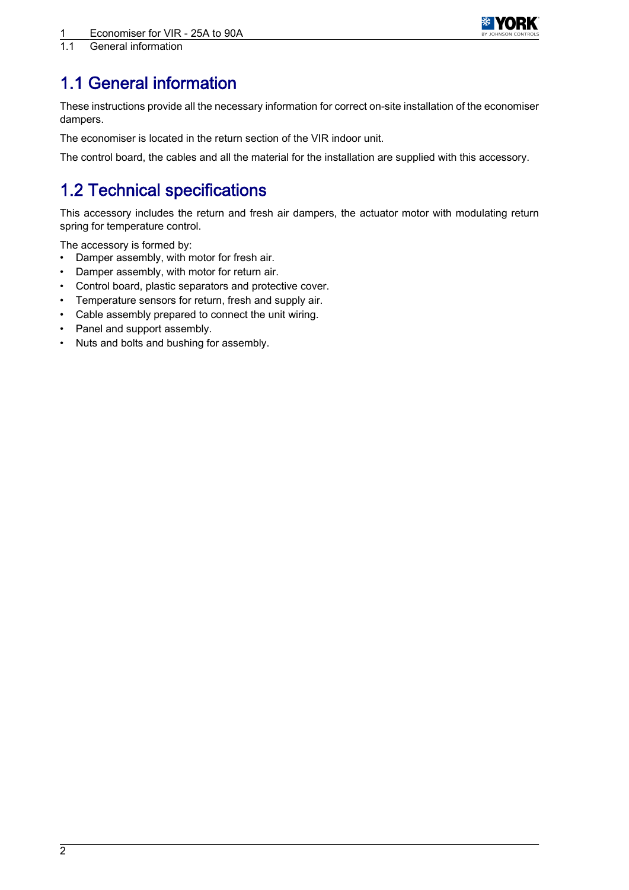## 1.1 General information

These instructions provide all the necessary information for correct on-site installation of the economiser dampers.

The economiser is located in the return section of the VIR indoor unit.

The control board, the cables and all the material for the installation are supplied with this accessory.

## 1.2 Technical specifications

This accessory includes the return and fresh air dampers, the actuator motor with modulating return spring for temperature control.

The accessory is formed by:

- Damper assembly, with motor for fresh air.
- Damper assembly, with motor for return air.
- Control board, plastic separators and protective cover.
- Temperature sensors for return, fresh and supply air.
- Cable assembly prepared to connect the unit wiring.
- Panel and support assembly.
- Nuts and bolts and bushing for assembly.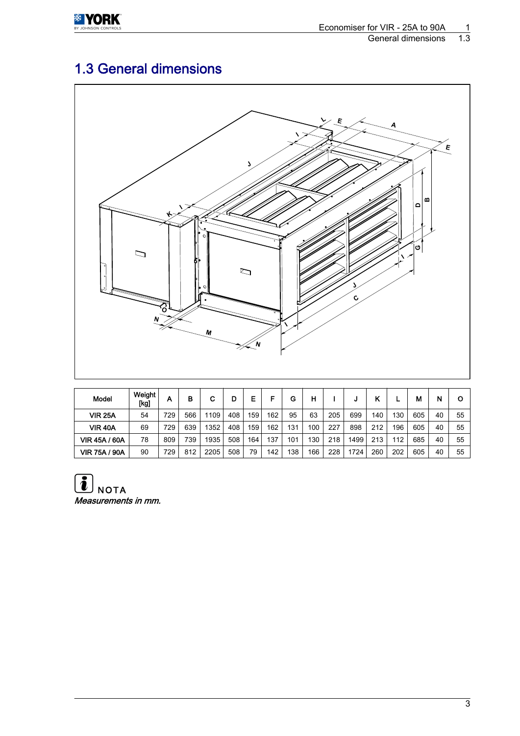# 1.3 General dimensions

| Model | Weight [kg] | A | B | C | D | E | F | G | H | I | J | K | L | M | N | O |
|---|---|---|---|---|---|---|---|---|---|---|---|---|---|---|---|---|
| VIR 25A | 54 | 729 | 566 | 1109 | 408 | 159 | 162 | 95 | 63 | 205 | 699 | 140 | 130 | 605 | 40 | 55 |
| VIR 40A | 69 | 729 | 639 | 1352 | 408 | 159 | 162 | 131 | 100 | 227 | 898 | 212 | 196 | 605 | 40 | 55 |
| VIR 45A / 60A | 78 | 809 | 739 | 1935 | 508 | 164 | 137 | 101 | 130 | 218 | 1499 | 213 | 112 | 685 | 40 | 55 |
| VIR 75A / 90A | 90 | 729 | 812 | 2205 | 508 | 79 | 142 | 138 | 166 | 228 | 1724 | 260 | 202 | 605 | 40 | 55 |

NOTA

*Measurements in mm.*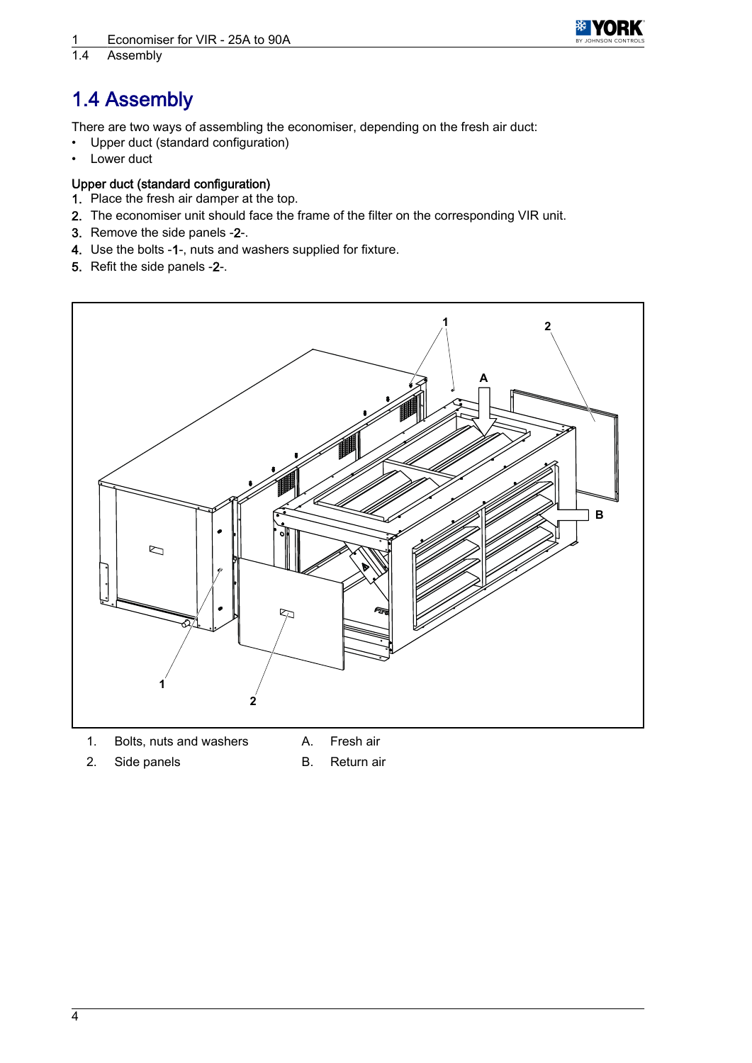# 1.4 Assembly

There are two ways of assembling the economiser, depending on the fresh air duct:

- Upper duct (standard configuration)
- Lower duct

**Upper duct (standard configuration)**

1. Place the fresh air damper at the top.
2. The economiser unit should face the frame of the filter on the corresponding VIR unit.
3. Remove the side panels -2-.
4. Use the bolts -1-, nuts and washers supplied for fixture.
5. Refit the side panels -2-.

1. Bolts, nuts and washers
2. Side panels

A. Fresh air
B. Return air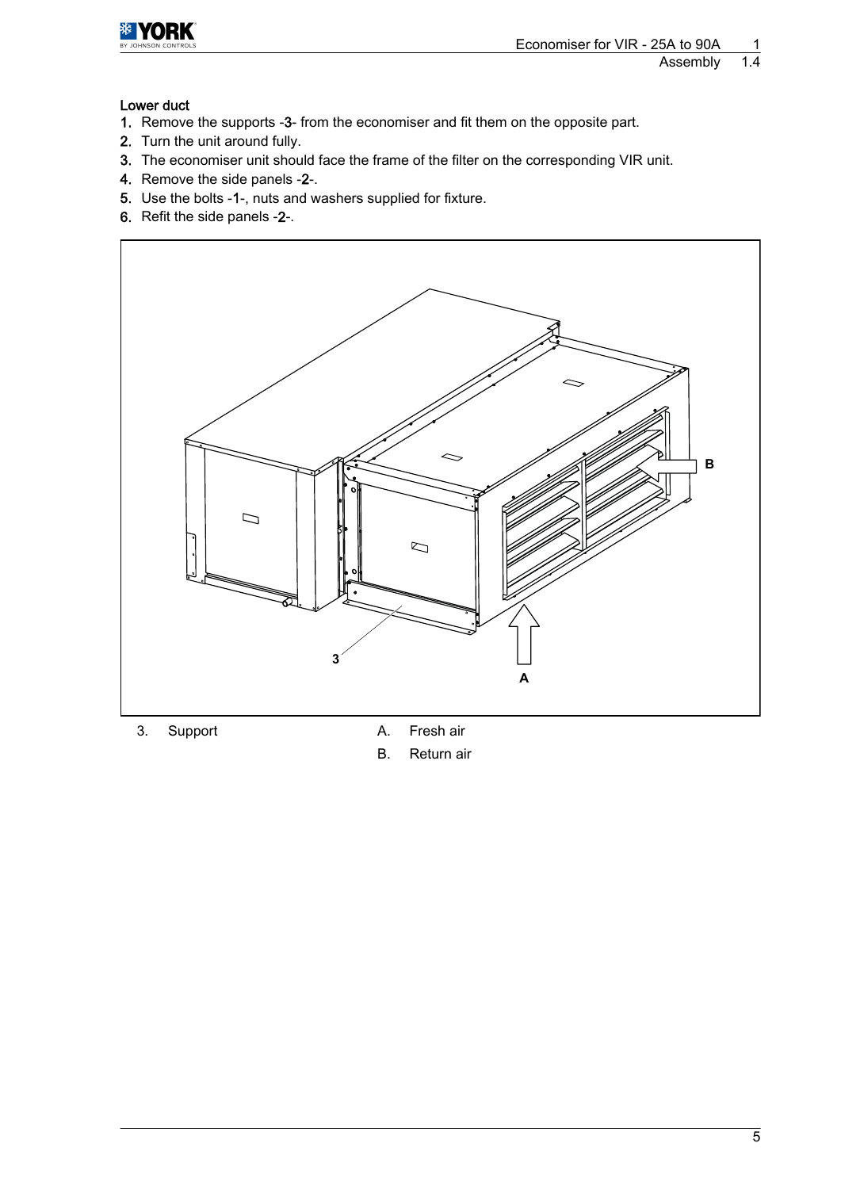### Lower duct

1. Remove the supports -3- from the economiser and fit them on the opposite part.
2. Turn the unit around fully.
3. The economiser unit should face the frame of the filter on the corresponding VIR unit.
4. Remove the side panels -2-.
5. Use the bolts -1-, nuts and washers supplied for fixture.
6. Refit the side panels -2-.

3. Support

A. Fresh air

B. Return air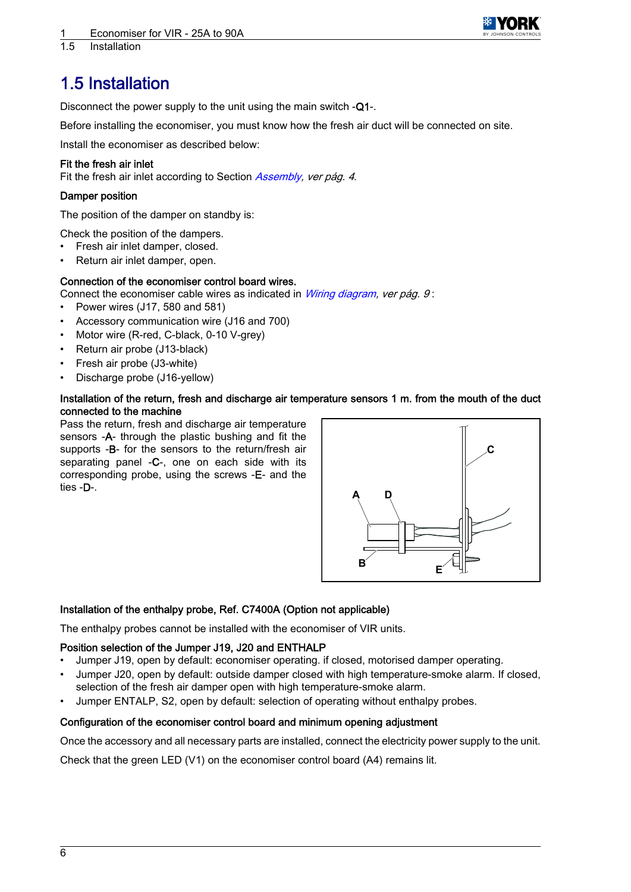# 1.5 Installation

Disconnect the power supply to the unit using the main switch -Q1-.

Before installing the economiser, you must know how the fresh air duct will be connected on site.

Install the economiser as described below:

**Fit the fresh air inlet**
Fit the fresh air inlet according to Section *Assembly, ver pág. 4*.

**Damper position**

The position of the damper on standby is:

Check the position of the dampers.

- Fresh air inlet damper, closed.
- Return air inlet damper, open.

**Connection of the economiser control board wires.**
Connect the economiser cable wires as indicated in *Wiring diagram, ver pág. 9* :

- Power wires (J17, 580 and 581)
- Accessory communication wire (J16 and 700)
- Motor wire (R-red, C-black, 0-10 V-grey)
- Return air probe (J13-black)
- Fresh air probe (J3-white)
- Discharge probe (J16-yellow)

**Installation of the return, fresh and discharge air temperature sensors 1 m. from the mouth of the duct connected to the machine**

Pass the return, fresh and discharge air temperature sensors -A- through the plastic bushing and fit the supports -B- for the sensors to the return/fresh air separating panel -C-, one on each side with its corresponding probe, using the screws -E- and the ties -D-.

**Installation of the enthalpy probe, Ref. C7400A (Option not applicable)**

The enthalpy probes cannot be installed with the economiser of VIR units.

**Position selection of the Jumper J19, J20 and ENTHALP**

- Jumper J19, open by default: economiser operating. if closed, motorised damper operating.
- Jumper J20, open by default: outside damper closed with high temperature-smoke alarm. If closed, selection of the fresh air damper open with high temperature-smoke alarm.
- Jumper ENTALP, S2, open by default: selection of operating without enthalpy probes.

**Configuration of the economiser control board and minimum opening adjustment**

Once the accessory and all necessary parts are installed, connect the electricity power supply to the unit.

Check that the green LED (V1) on the economiser control board (A4) remains lit.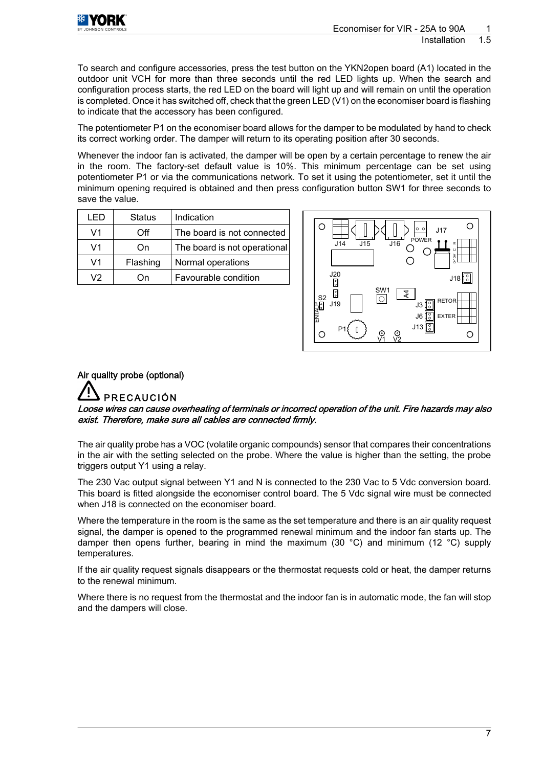To search and configure accessories, press the test button on the YKN2open board (A1) located in the outdoor unit VCH for more than three seconds until the red LED lights up. When the search and configuration process starts, the red LED on the board will light up and will remain on until the operation is completed. Once it has switched off, check that the green LED (V1) on the economiser board is flashing to indicate that the accessory has been configured.

The potentiometer P1 on the economiser board allows for the damper to be modulated by hand to check its correct working order. The damper will return to its operating position after 30 seconds.

Whenever the indoor fan is activated, the damper will be open by a certain percentage to renew the air in the room. The factory-set default value is 10%. This minimum percentage can be set using potentiometer P1 or via the communications network. To set it using the potentiometer, set it until the minimum opening required is obtained and then press configuration button SW1 for three seconds to save the value.

| LED | Status | Indication |
|---|---|---|
| V1 | Off | The board is not connected |
| V1 | On | The board is not operational |
| V1 | Flashing | Normal operations |
| V2 | On | Favourable condition |

### Air quality probe (optional)

**PRECAUCIÓN**

***Loose wires can cause overheating of terminals or incorrect operation of the unit. Fire hazards may also exist. Therefore, make sure all cables are connected firmly.***

The air quality probe has a VOC (volatile organic compounds) sensor that compares their concentrations in the air with the setting selected on the probe. Where the value is higher than the setting, the probe triggers output Y1 using a relay.

The 230 Vac output signal between Y1 and N is connected to the 230 Vac to 5 Vdc conversion board. This board is fitted alongside the economiser control board. The 5 Vdc signal wire must be connected when J18 is connected on the economiser board.

Where the temperature in the room is the same as the set temperature and there is an air quality request signal, the damper is opened to the programmed renewal minimum and the indoor fan starts up. The damper then opens further, bearing in mind the maximum (30 °C) and minimum (12 °C) supply temperatures.

If the air quality request signals disappears or the thermostat requests cold or heat, the damper returns to the renewal minimum.

Where there is no request from the thermostat and the indoor fan is in automatic mode, the fan will stop and the dampers will close.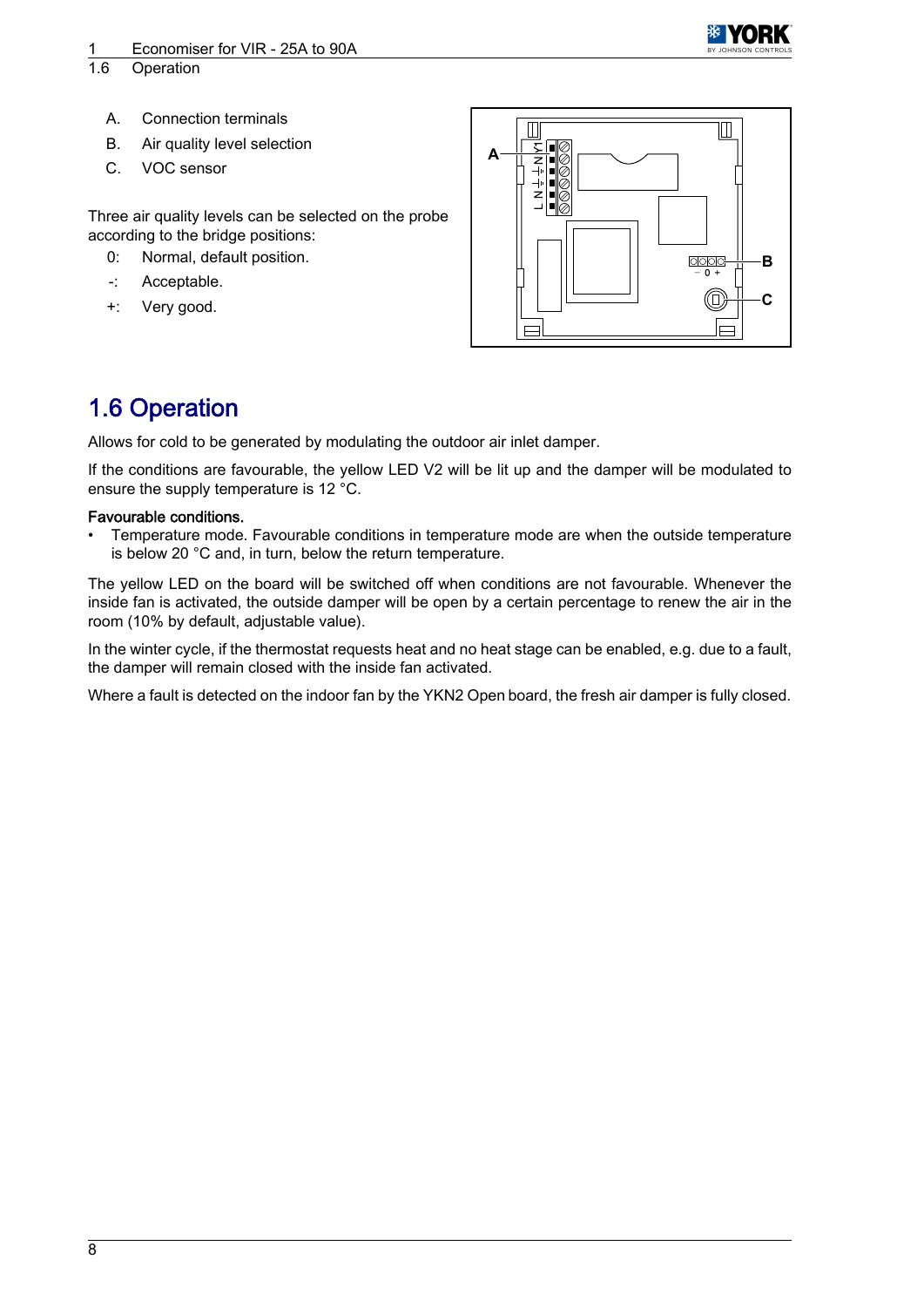A. Connection terminals
B. Air quality level selection
C. VOC sensor

Three air quality levels can be selected on the probe according to the bridge positions:

0: Normal, default position.
-: Acceptable.
+: Very good.

## 1.6 Operation

Allows for cold to be generated by modulating the outdoor air inlet damper.

If the conditions are favourable, the yellow LED V2 will be lit up and the damper will be modulated to ensure the supply temperature is 12 °C.

**Favourable conditions.**

- Temperature mode. Favourable conditions in temperature mode are when the outside temperature is below 20 °C and, in turn, below the return temperature.

The yellow LED on the board will be switched off when conditions are not favourable. Whenever the inside fan is activated, the outside damper will be open by a certain percentage to renew the air in the room (10% by default, adjustable value).

In the winter cycle, if the thermostat requests heat and no heat stage can be enabled, e.g. due to a fault, the damper will remain closed with the inside fan activated.

Where a fault is detected on the indoor fan by the YKN2 Open board, the fresh air damper is fully closed.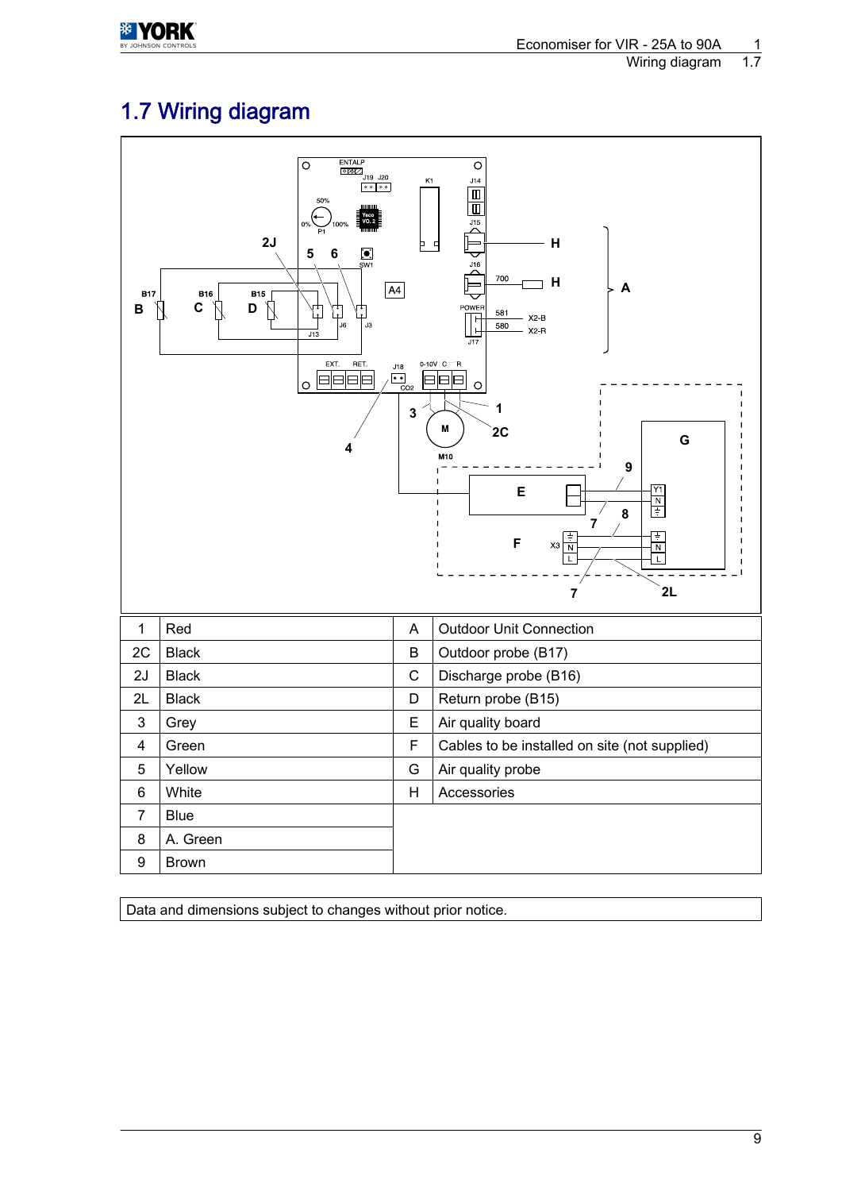# 1.7 Wiring diagram

ENTALP
J19 J20
K1
J14
50%
0% 100%
P1
J15
2J
5 6
SW1
H
J16
700
H
A
B17
B16
B15
A4
B
C
D
POWER
581 X2-B
580 X2-R
J6 J3
J13
J17
EXT. RET.
J18
CO2
0-10V C R
3
1
M
2C
4
M10
G
9
E
Y1
N
8
7
F
X3
N
L
N
L
7
2L

| | | | |
|---|---|---|---|
| 1 | Red | A | Outdoor Unit Connection |
| 2C | Black | B | Outdoor probe (B17) |
| 2J | Black | C | Discharge probe (B16) |
| 2L | Black | D | Return probe (B15) |
| 3 | Grey | E | Air quality board |
| 4 | Green | F | Cables to be installed on site (not supplied) |
| 5 | Yellow | G | Air quality probe |
| 6 | White | H | Accessories |
| 7 | Blue | | |
| 8 | A. Green | | |
| 9 | Brown | | |

Data and dimensions subject to changes without prior notice.